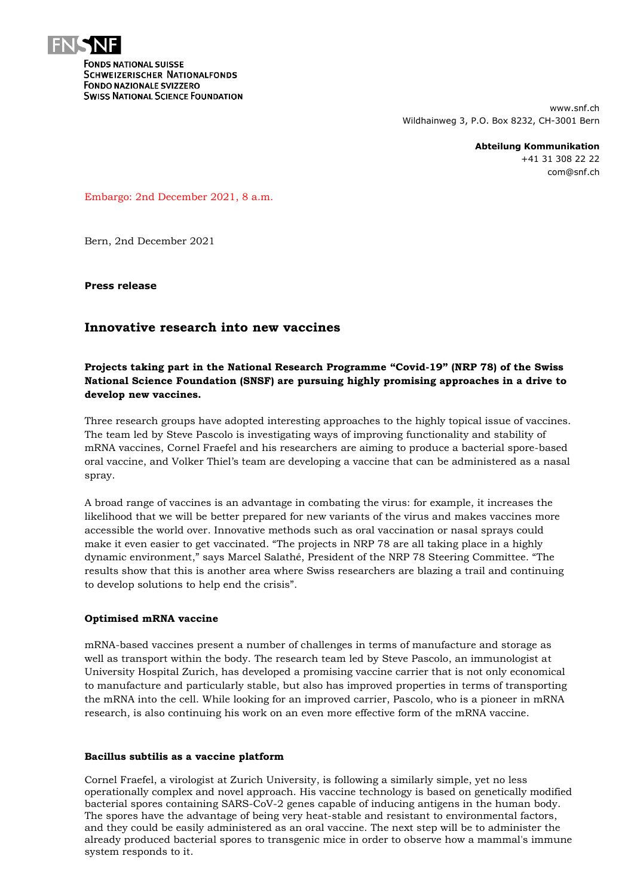FONDS NATIONAL SUISSE
SCHWEIZERISCHER NATIONALFONDS
FONDO NAZIONALE SVIZZERO
SWISS NATIONAL SCIENCE FOUNDATION

www.snf.ch
Wildhainweg 3, P.O. Box 8232, CH-3001 Bern

**Abteilung Kommunikation**
+41 31 308 22 22
com@snf.ch

Embargo: 2nd December 2021, 8 a.m.

Bern, 2nd December 2021

**Press release**

## Innovative research into new vaccines

**Projects taking part in the National Research Programme "Covid-19" (NRP 78) of the Swiss National Science Foundation (SNSF) are pursuing highly promising approaches in a drive to develop new vaccines.**

Three research groups have adopted interesting approaches to the highly topical issue of vaccines. The team led by Steve Pascolo is investigating ways of improving functionality and stability of mRNA vaccines, Cornel Fraefel and his researchers are aiming to produce a bacterial spore-based oral vaccine, and Volker Thiel's team are developing a vaccine that can be administered as a nasal spray.

A broad range of vaccines is an advantage in combating the virus: for example, it increases the likelihood that we will be better prepared for new variants of the virus and makes vaccines more accessible the world over. Innovative methods such as oral vaccination or nasal sprays could make it even easier to get vaccinated. "The projects in NRP 78 are all taking place in a highly dynamic environment," says Marcel Salathé, President of the NRP 78 Steering Committee. "The results show that this is another area where Swiss researchers are blazing a trail and continuing to develop solutions to help end the crisis".

### Optimised mRNA vaccine

mRNA-based vaccines present a number of challenges in terms of manufacture and storage as well as transport within the body. The research team led by Steve Pascolo, an immunologist at University Hospital Zurich, has developed a promising vaccine carrier that is not only economical to manufacture and particularly stable, but also has improved properties in terms of transporting the mRNA into the cell. While looking for an improved carrier, Pascolo, who is a pioneer in mRNA research, is also continuing his work on an even more effective form of the mRNA vaccine.

### Bacillus subtilis as a vaccine platform

Cornel Fraefel, a virologist at Zurich University, is following a similarly simple, yet no less operationally complex and novel approach. His vaccine technology is based on genetically modified bacterial spores containing SARS-CoV-2 genes capable of inducing antigens in the human body. The spores have the advantage of being very heat-stable and resistant to environmental factors, and they could be easily administered as an oral vaccine. The next step will be to administer the already produced bacterial spores to transgenic mice in order to observe how a mammal's immune system responds to it.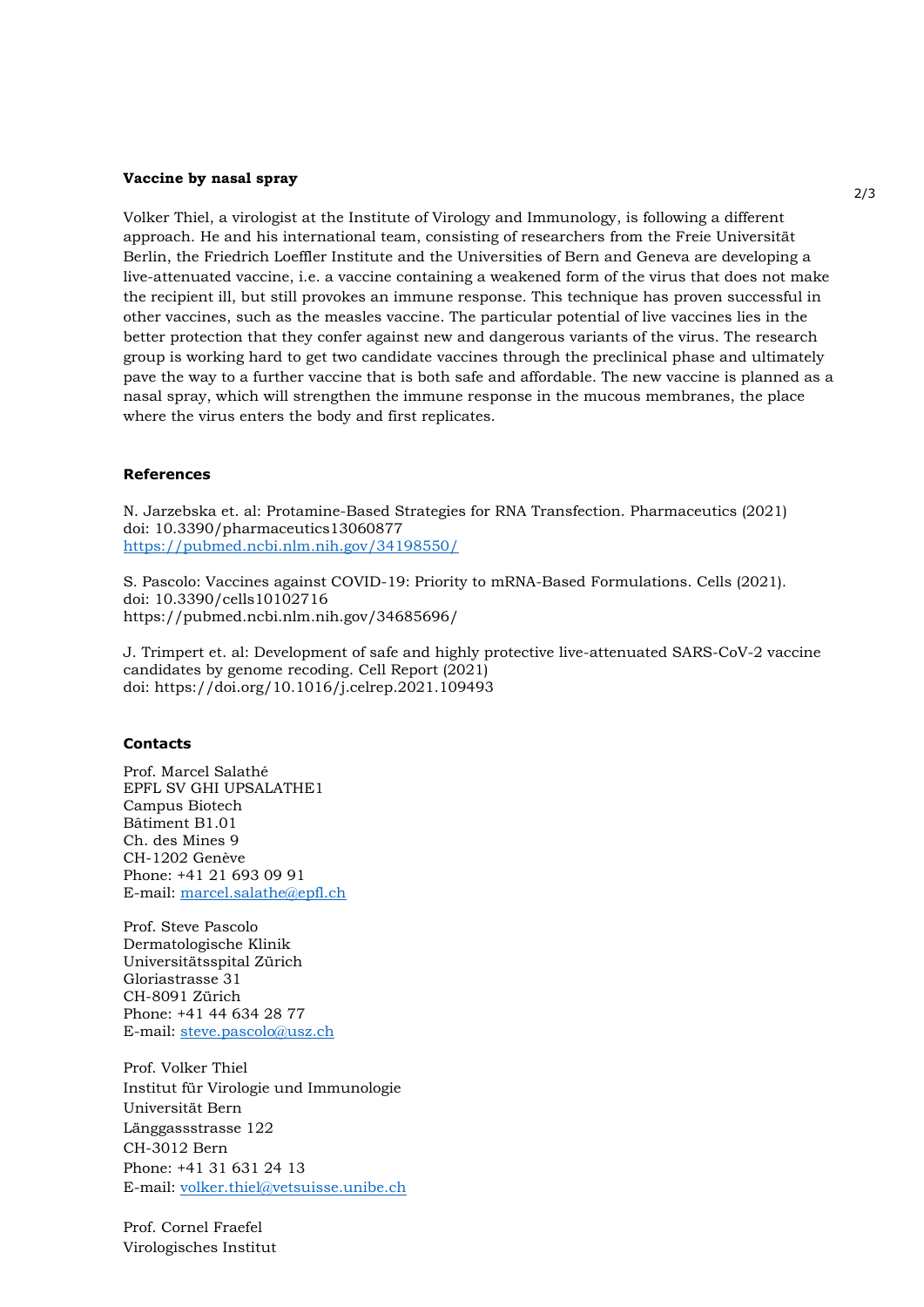**Vaccine by nasal spray**

Volker Thiel, a virologist at the Institute of Virology and Immunology, is following a different approach. He and his international team, consisting of researchers from the Freie Universität Berlin, the Friedrich Loeffler Institute and the Universities of Bern and Geneva are developing a live-attenuated vaccine, i.e. a vaccine containing a weakened form of the virus that does not make the recipient ill, but still provokes an immune response. This technique has proven successful in other vaccines, such as the measles vaccine. The particular potential of live vaccines lies in the better protection that they confer against new and dangerous variants of the virus. The research group is working hard to get two candidate vaccines through the preclinical phase and ultimately pave the way to a further vaccine that is both safe and affordable. The new vaccine is planned as a nasal spray, which will strengthen the immune response in the mucous membranes, the place where the virus enters the body and first replicates.

**References**

N. Jarzebska et. al: Protamine-Based Strategies for RNA Transfection. Pharmaceutics (2021)
doi: 10.3390/pharmaceutics13060877
https://pubmed.ncbi.nlm.nih.gov/34198550/

S. Pascolo: Vaccines against COVID-19: Priority to mRNA-Based Formulations. Cells (2021).
doi: 10.3390/cells10102716
https://pubmed.ncbi.nlm.nih.gov/34685696/

J. Trimpert et. al: Development of safe and highly protective live-attenuated SARS-CoV-2 vaccine candidates by genome recoding. Cell Report (2021)
doi: https://doi.org/10.1016/j.celrep.2021.109493

**Contacts**

Prof. Marcel Salathé
EPFL SV GHI UPSALATHE1
Campus Biotech
Bâtiment B1.01
Ch. des Mines 9
CH-1202 Genève
Phone: +41 21 693 09 91
E-mail: marcel.salathe@epfl.ch

Prof. Steve Pascolo
Dermatologische Klinik
Universitätsspital Zürich
Gloriastrasse 31
CH-8091 Zürich
Phone: +41 44 634 28 77
E-mail: steve.pascolo@usz.ch

Prof. Volker Thiel
Institut für Virologie und Immunologie
Universität Bern
Länggassstrasse 122
CH-3012 Bern
Phone: +41 31 631 24 13
E-mail: volker.thiel@vetsuisse.unibe.ch

Prof. Cornel Fraefel
Virologisches Institut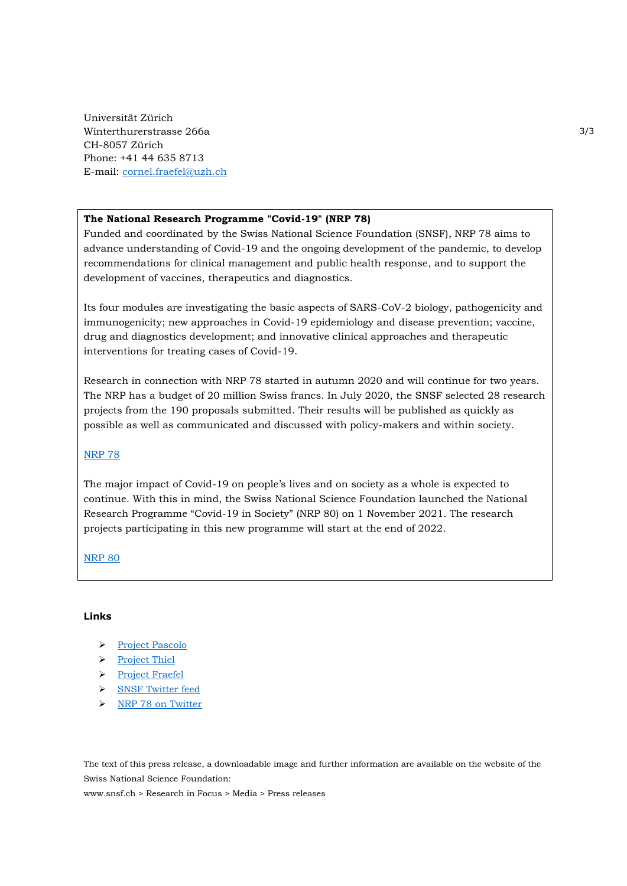Universität Zürich
Winterthurerstrasse 266a
CH-8057 Zürich
Phone: +41 44 635 8713
E-mail: cornel.fraefel@uzh.ch

**The National Research Programme "Covid-19" (NRP 78)**
Funded and coordinated by the Swiss National Science Foundation (SNSF), NRP 78 aims to advance understanding of Covid-19 and the ongoing development of the pandemic, to develop recommendations for clinical management and public health response, and to support the development of vaccines, therapeutics and diagnostics.

Its four modules are investigating the basic aspects of SARS-CoV-2 biology, pathogenicity and immunogenicity; new approaches in Covid-19 epidemiology and disease prevention; vaccine, drug and diagnostics development; and innovative clinical approaches and therapeutic interventions for treating cases of Covid-19.

Research in connection with NRP 78 started in autumn 2020 and will continue for two years. The NRP has a budget of 20 million Swiss francs. In July 2020, the SNSF selected 28 research projects from the 190 proposals submitted. Their results will be published as quickly as possible as well as communicated and discussed with policy-makers and within society.

NRP 78

The major impact of Covid-19 on people's lives and on society as a whole is expected to continue. With this in mind, the Swiss National Science Foundation launched the National Research Programme "Covid-19 in Society" (NRP 80) on 1 November 2021. The research projects participating in this new programme will start at the end of 2022.

NRP 80

**Links**

- Project Pascolo
- Project Thiel
- Project Fraefel
- SNSF Twitter feed
- NRP 78 on Twitter

The text of this press release, a downloadable image and further information are available on the website of the Swiss National Science Foundation:
www.snsf.ch > Research in Focus > Media > Press releases